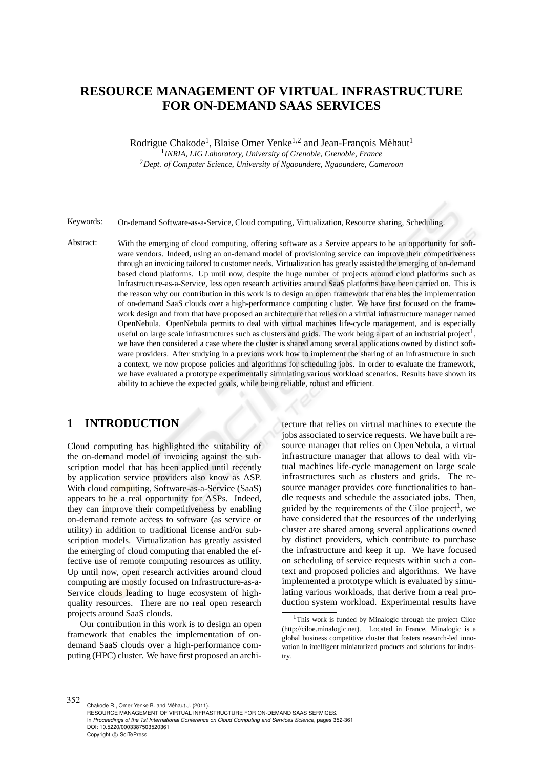# RESOURCE MANAGEMENT OF VIRTUAL INFRASTRUCTURE FOR ON-DEMAND SAAS SERVICES

Rodrigue Chakode[1], Blaise Omer Yenke[1,2] and Jean-François Méhaut[1]

[1]*INRIA, LIG Laboratory, University of Grenoble, Grenoble, France*

[2]*Dept. of Computer Science, University of Ngaoundere, Ngaoundere, Cameroon*

Keywords: On-demand Software-as-a-Service, Cloud computing, Virtualization, Resource sharing, Scheduling.

Abstract: With the emerging of cloud computing, offering software as a Service appears to be an opportunity for software vendors. Indeed, using an on-demand model of provisioning service can improve their competitiveness through an invoicing tailored to customer needs. Virtualization has greatly assisted the emerging of on-demand based cloud platforms. Up until now, despite the huge number of projects around cloud platforms such as Infrastructure-as-a-Service, less open research activities around SaaS platforms have been carried on. This is the reason why our contribution in this work is to design an open framework that enables the implementation of on-demand SaaS clouds over a high-performance computing cluster. We have first focused on the framework design and from that have proposed an architecture that relies on a virtual infrastructure manager named OpenNebula. OpenNebula permits to deal with virtual machines life-cycle management, and is especially useful on large scale infrastructures such as clusters and grids. The work being a part of an industrial project[1], we have then considered a case where the cluster is shared among several applications owned by distinct software providers. After studying in a previous work how to implement the sharing of an infrastructure in such a context, we now propose policies and algorithms for scheduling jobs. In order to evaluate the framework, we have evaluated a prototype experimentally simulating various workload scenarios. Results have shown its ability to achieve the expected goals, while being reliable, robust and efficient.

## 1 INTRODUCTION

Cloud computing has highlighted the suitability of the on-demand model of invoicing against the subscription model that has been applied until recently by application service providers also know as ASP. With cloud computing, Software-as-a-Service (SaaS) appears to be a real opportunity for ASPs. Indeed, they can improve their competitiveness by enabling on-demand remote access to software (as service or utility) in addition to traditional license and/or subscription models. Virtualization has greatly assisted the emerging of cloud computing that enabled the effective use of remote computing resources as utility. Up until now, open research activities around cloud computing are mostly focused on Infrastructure-as-a-Service clouds leading to huge ecosystem of high-quality resources. There are no real open research projects around SaaS clouds.

Our contribution in this work is to design an open framework that enables the implementation of on-demand SaaS clouds over a high-performance computing (HPC) cluster. We have first proposed an architecture that relies on virtual machines to execute the jobs associated to service requests. We have built a resource manager that relies on OpenNebula, a virtual infrastructure manager that allows to deal with virtual machines life-cycle management on large scale infrastructures such as clusters and grids. The resource manager provides core functionalities to handle requests and schedule the associated jobs. Then, guided by the requirements of the Ciloe project[1], we have considered that the resources of the underlying cluster are shared among several applications owned by distinct providers, which contribute to purchase the infrastructure and keep it up. We have focused on scheduling of service requests within such a context and proposed policies and algorithms. We have implemented a prototype which is evaluated by simulating various workloads, that derive from a real production system workload. Experimental results have

[1]This work is funded by Minalogic through the project Ciloe (http://ciloe.minalogic.net). Located in France, Minalogic is a global business competitive cluster that fosters research-led innovation in intelligent miniaturized products and solutions for industry.

Chakode R., Omer Yenke B. and Méhaut J. (2011).
RESOURCE MANAGEMENT OF VIRTUAL INFRASTRUCTURE FOR ON-DEMAND SAAS SERVICES.
In *Proceedings of the 1st International Conference on Cloud Computing and Services Science*, pages 352-361
DOI: 10.5220/0003387503520361
Copyright © SciTePress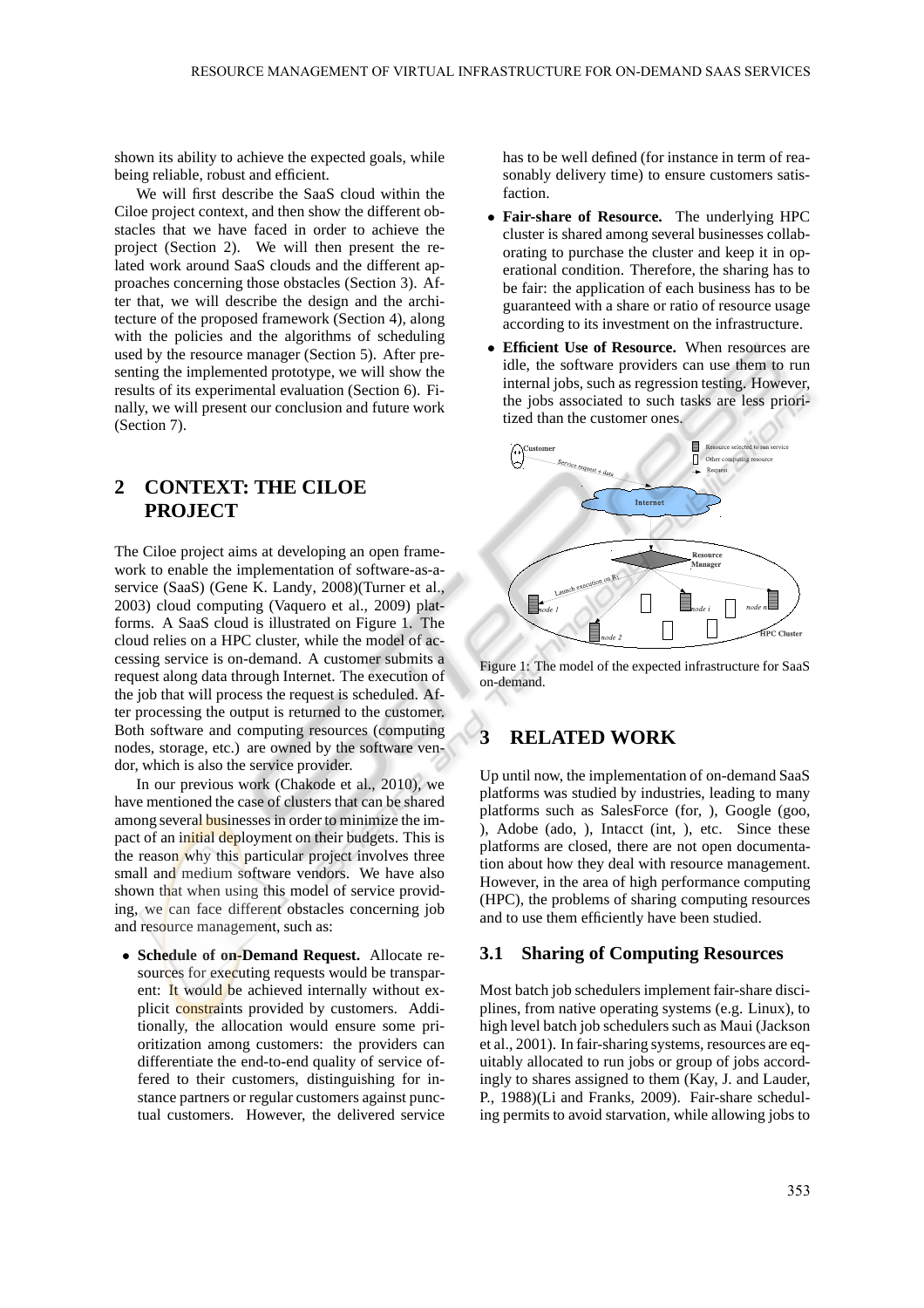shown its ability to achieve the expected goals, while being reliable, robust and efficient.

We will first describe the SaaS cloud within the Ciloe project context, and then show the different obstacles that we have faced in order to achieve the project (Section 2). We will then present the related work around SaaS clouds and the different approaches concerning those obstacles (Section 3). After that, we will describe the design and the architecture of the proposed framework (Section 4), along with the policies and the algorithms of scheduling used by the resource manager (Section 5). After presenting the implemented prototype, we will show the results of its experimental evaluation (Section 6). Finally, we will present our conclusion and future work (Section 7).

## 2 CONTEXT: THE CILOE PROJECT

The Ciloe project aims at developing an open framework to enable the implementation of software-as-a-service (SaaS) (Gene K. Landy, 2008)(Turner et al., 2003) cloud computing (Vaquero et al., 2009) platforms. A SaaS cloud is illustrated on Figure 1. The cloud relies on a HPC cluster, while the model of accessing service is on-demand. A customer submits a request along data through Internet. The execution of the job that will process the request is scheduled. After processing the output is returned to the customer. Both software and computing resources (computing nodes, storage, etc.) are owned by the software vendor, which is also the service provider.

In our previous work (Chakode et al., 2010), we have mentioned the case of clusters that can be shared among several businesses in order to minimize the impact of an initial deployment on their budgets. This is the reason why this particular project involves three small and medium software vendors. We have also shown that when using this model of service providing, we can face different obstacles concerning job and resource management, such as:

- **Schedule of on-Demand Request.** Allocate resources for executing requests would be transparent: It would be achieved internally without explicit constraints provided by customers. Additionally, the allocation would ensure some prioritization among customers: the providers can differentiate the end-to-end quality of service offered to their customers, distinguishing for instance partners or regular customers against punctual customers. However, the delivered service has to be well defined (for instance in term of reasonably delivery time) to ensure customers satisfaction.
- **Fair-share of Resource.** The underlying HPC cluster is shared among several businesses collaborating to purchase the cluster and keep it in operational condition. Therefore, the sharing has to be fair: the application of each business has to be guaranteed with a share or ratio of resource usage according to its investment on the infrastructure.
- **Efficient Use of Resource.** When resources are idle, the software providers can use them to run internal jobs, such as regression testing. However, the jobs associated to such tasks are less prioritized than the customer ones.

Figure 1: The model of the expected infrastructure for SaaS on-demand.

## 3 RELATED WORK

Up until now, the implementation of on-demand SaaS platforms was studied by industries, leading to many platforms such as SalesForce (for, ), Google (goo, ), Adobe (ado, ), Intacct (int, ), etc. Since these platforms are closed, there are not open documentation about how they deal with resource management. However, in the area of high performance computing (HPC), the problems of sharing computing resources and to use them efficiently have been studied.

### 3.1 Sharing of Computing Resources

Most batch job schedulers implement fair-share disciplines, from native operating systems (e.g. Linux), to high level batch job schedulers such as Maui (Jackson et al., 2001). In fair-sharing systems, resources are equitably allocated to run jobs or group of jobs accordingly to shares assigned to them (Kay, J. and Lauder, P., 1988)(Li and Franks, 2009). Fair-share scheduling permits to avoid starvation, while allowing jobs to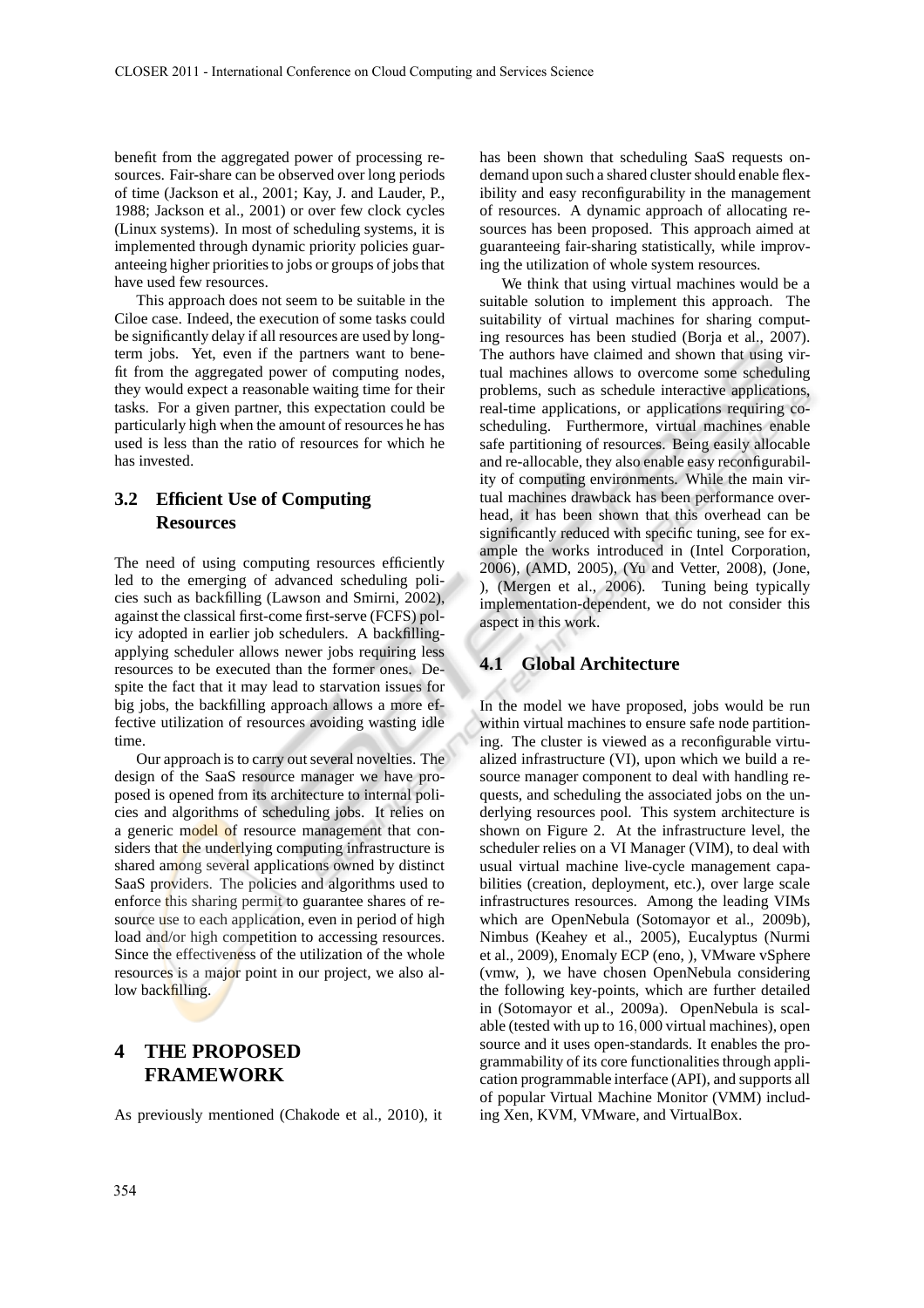benefit from the aggregated power of processing resources. Fair-share can be observed over long periods of time (Jackson et al., 2001; Kay, J. and Lauder, P., 1988; Jackson et al., 2001) or over few clock cycles (Linux systems). In most of scheduling systems, it is implemented through dynamic priority policies guaranteeing higher priorities to jobs or groups of jobs that have used few resources.

This approach does not seem to be suitable in the Ciloe case. Indeed, the execution of some tasks could be significantly delay if all resources are used by long-term jobs. Yet, even if the partners want to benefit from the aggregated power of computing nodes, they would expect a reasonable waiting time for their tasks. For a given partner, this expectation could be particularly high when the amount of resources he has used is less than the ratio of resources for which he has invested.

### 3.2 Efficient Use of Computing Resources

The need of using computing resources efficiently led to the emerging of advanced scheduling policies such as backfilling (Lawson and Smirni, 2002), against the classical first-come first-serve (FCFS) policy adopted in earlier job schedulers. A backfilling-applying scheduler allows newer jobs requiring less resources to be executed than the former ones. Despite the fact that it may lead to starvation issues for big jobs, the backfilling approach allows a more effective utilization of resources avoiding wasting idle time.

Our approach is to carry out several novelties. The design of the SaaS resource manager we have proposed is opened from its architecture to internal policies and algorithms of scheduling jobs. It relies on a generic model of resource management that considers that the underlying computing infrastructure is shared among several applications owned by distinct SaaS providers. The policies and algorithms used to enforce this sharing permit to guarantee shares of resource use to each application, even in period of high load and/or high competition to accessing resources. Since the effectiveness of the utilization of the whole resources is a major point in our project, we also allow backfilling.

## 4 THE PROPOSED FRAMEWORK

As previously mentioned (Chakode et al., 2010), it has been shown that scheduling SaaS requests on-demand upon such a shared cluster should enable flexibility and easy reconfigurability in the management of resources. A dynamic approach of allocating resources has been proposed. This approach aimed at guaranteeing fair-sharing statistically, while improving the utilization of whole system resources.

We think that using virtual machines would be a suitable solution to implement this approach. The suitability of virtual machines for sharing computing resources has been studied (Borja et al., 2007). The authors have claimed and shown that using virtual machines allows to overcome some scheduling problems, such as schedule interactive applications, real-time applications, or applications requiring co-scheduling. Furthermore, virtual machines enable safe partitioning of resources. Being easily allocable and re-allocable, they also enable easy reconfigurability of computing environments. While the main virtual machines drawback has been performance overhead, it has been shown that this overhead can be significantly reduced with specific tuning, see for example the works introduced in (Intel Corporation, 2006), (AMD, 2005), (Yu and Vetter, 2008), (Jone, ), (Mergen et al., 2006). Tuning being typically implementation-dependent, we do not consider this aspect in this work.

### 4.1 Global Architecture

In the model we have proposed, jobs would be run within virtual machines to ensure safe node partitioning. The cluster is viewed as a reconfigurable virtualized infrastructure (VI), upon which we build a resource manager component to deal with handling requests, and scheduling the associated jobs on the underlying resources pool. This system architecture is shown on Figure 2. At the infrastructure level, the scheduler relies on a VI Manager (VIM), to deal with usual virtual machine live-cycle management capabilities (creation, deployment, etc.), over large scale infrastructures resources. Among the leading VIMs which are OpenNebula (Sotomayor et al., 2009b), Nimbus (Keahey et al., 2005), Eucalyptus (Nurmi et al., 2009), Enomaly ECP (eno, ), VMware vSphere (vmw, ), we have chosen OpenNebula considering the following key-points, which are further detailed in (Sotomayor et al., 2009a). OpenNebula is scalable (tested with up to $16,000$ virtual machines), open source and it uses open-standards. It enables the programmability of its core functionalities through application programmable interface (API), and supports all of popular Virtual Machine Monitor (VMM) including Xen, KVM, VMware, and VirtualBox.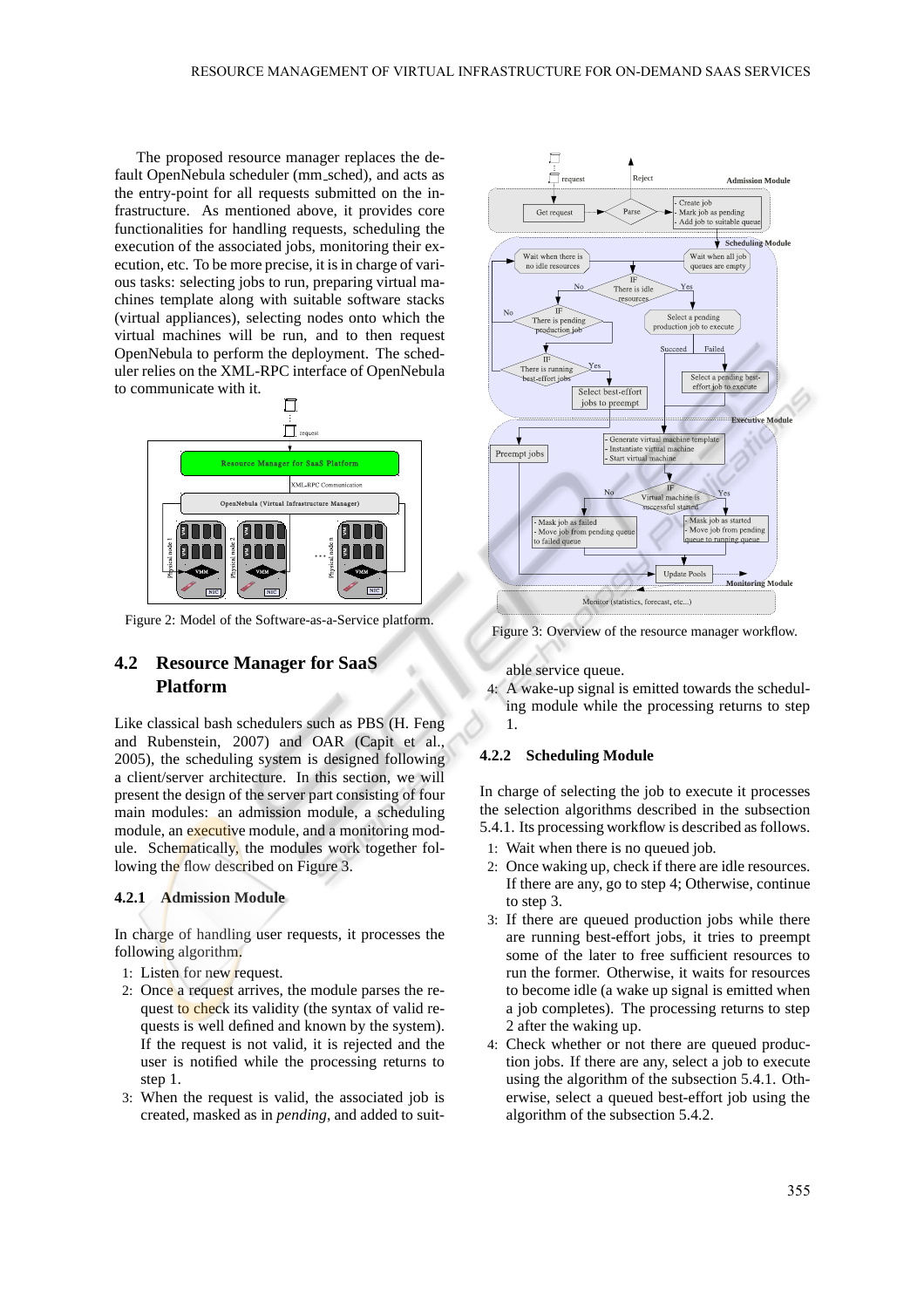The proposed resource manager replaces the default OpenNebula scheduler (mm_sched), and acts as the entry-point for all requests submitted on the infrastructure. As mentioned above, it provides core functionalities for handling requests, scheduling the execution of the associated jobs, monitoring their execution, etc. To be more precise, it is in charge of various tasks: selecting jobs to run, preparing virtual machines template along with suitable software stacks (virtual appliances), selecting nodes onto which the virtual machines will be run, and to then request OpenNebula to perform the deployment. The scheduler relies on the XML-RPC interface of OpenNebula to communicate with it.

Figure 2: Model of the Software-as-a-Service platform.

## 4.2 Resource Manager for SaaS Platform

Like classical bash schedulers such as PBS (H. Feng and Rubenstein, 2007) and OAR (Capit et al., 2005), the scheduling system is designed following a client/server architecture. In this section, we will present the design of the server part consisting of four main modules: an admission module, a scheduling module, an executive module, and a monitoring module. Schematically, the modules work together following the flow described on Figure 3.

### 4.2.1 Admission Module

In charge of handling user requests, it processes the following algorithm.

1: Listen for new request.
2: Once a request arrives, the module parses the request to check its validity (the syntax of valid requests is well defined and known by the system). If the request is not valid, it is rejected and the user is notified while the processing returns to step 1.
3: When the request is valid, the associated job is created, masked as in *pending*, and added to suitable service queue.
4: A wake-up signal is emitted towards the scheduling module while the processing returns to step 1.

Figure 3: Overview of the resource manager workflow.

### 4.2.2 Scheduling Module

In charge of selecting the job to execute it processes the selection algorithms described in the subsection 5.4.1. Its processing workflow is described as follows.

1: Wait when there is no queued job.
2: Once waking up, check if there are idle resources. If there are any, go to step 4; Otherwise, continue to step 3.
3: If there are queued production jobs while there are running best-effort jobs, it tries to preempt some of the later to free sufficient resources to run the former. Otherwise, it waits for resources to become idle (a wake up signal is emitted when a job completes). The processing returns to step 2 after the waking up.
4: Check whether or not there are queued production jobs. If there are any, select a job to execute using the algorithm of the subsection 5.4.1. Otherwise, select a queued best-effort job using the algorithm of the subsection 5.4.2.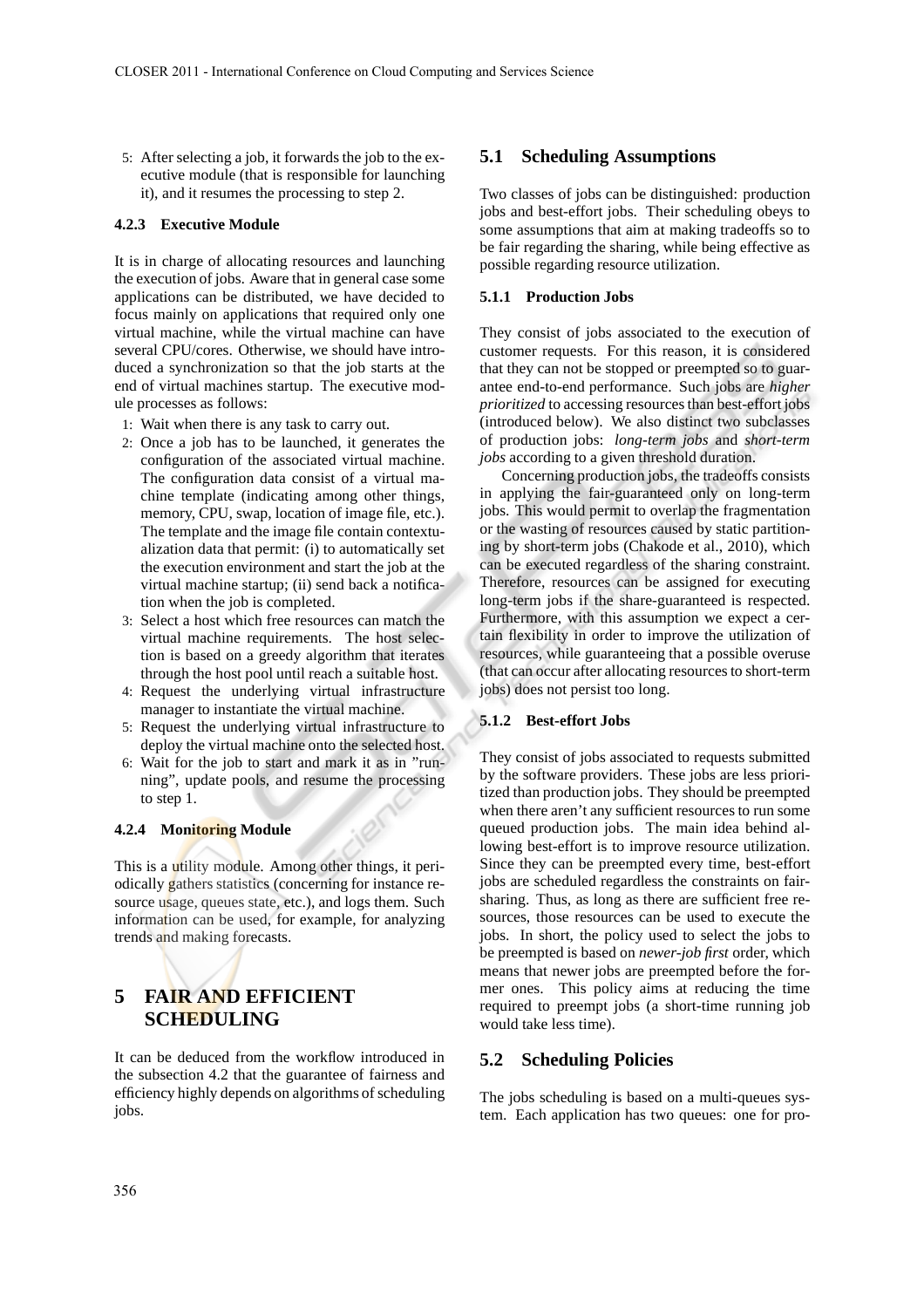5: After selecting a job, it forwards the job to the executive module (that is responsible for launching it), and it resumes the processing to step 2.

#### 4.2.3 Executive Module

It is in charge of allocating resources and launching the execution of jobs. Aware that in general case some applications can be distributed, we have decided to focus mainly on applications that required only one virtual machine, while the virtual machine can have several CPU/cores. Otherwise, we should have introduced a synchronization so that the job starts at the end of virtual machines startup. The executive module processes as follows:

1: Wait when there is any task to carry out.
2: Once a job has to be launched, it generates the configuration of the associated virtual machine. The configuration data consist of a virtual machine template (indicating among other things, memory, CPU, swap, location of image file, etc.). The template and the image file contain contextualization data that permit: (i) to automatically set the execution environment and start the job at the virtual machine startup; (ii) send back a notification when the job is completed.
3: Select a host which free resources can match the virtual machine requirements. The host selection is based on a greedy algorithm that iterates through the host pool until reach a suitable host.
4: Request the underlying virtual infrastructure manager to instantiate the virtual machine.
5: Request the underlying virtual infrastructure to deploy the virtual machine onto the selected host.
6: Wait for the job to start and mark it as in "running", update pools, and resume the processing to step 1.

#### 4.2.4 Monitoring Module

This is a utility module. Among other things, it periodically gathers statistics (concerning for instance resource usage, queues state, etc.), and logs them. Such information can be used, for example, for analyzing trends and making forecasts.

# 5 FAIR AND EFFICIENT SCHEDULING

It can be deduced from the workflow introduced in the subsection 4.2 that the guarantee of fairness and efficiency highly depends on algorithms of scheduling jobs.

## 5.1 Scheduling Assumptions

Two classes of jobs can be distinguished: production jobs and best-effort jobs. Their scheduling obeys to some assumptions that aim at making tradeoffs so to be fair regarding the sharing, while being effective as possible regarding resource utilization.

#### 5.1.1 Production Jobs

They consist of jobs associated to the execution of customer requests. For this reason, it is considered that they can not be stopped or preempted so to guarantee end-to-end performance. Such jobs are *higher prioritized* to accessing resources than best-effort jobs (introduced below). We also distinct two subclasses of production jobs: *long-term jobs* and *short-term jobs* according to a given threshold duration.

Concerning production jobs, the tradeoffs consists in applying the fair-guaranteed only on long-term jobs. This would permit to overlap the fragmentation or the wasting of resources caused by static partitioning by short-term jobs (Chakode et al., 2010), which can be executed regardless of the sharing constraint. Therefore, resources can be assigned for executing long-term jobs if the share-guaranteed is respected. Furthermore, with this assumption we expect a certain flexibility in order to improve the utilization of resources, while guaranteeing that a possible overuse (that can occur after allocating resources to short-term jobs) does not persist too long.

#### 5.1.2 Best-effort Jobs

They consist of jobs associated to requests submitted by the software providers. These jobs are less prioritized than production jobs. They should be preempted when there aren't any sufficient resources to run some queued production jobs. The main idea behind allowing best-effort is to improve resource utilization. Since they can be preempted every time, best-effort jobs are scheduled regardless the constraints on fair-sharing. Thus, as long as there are sufficient free resources, those resources can be used to execute the jobs. In short, the policy used to select the jobs to be preempted is based on *newer-job first* order, which means that newer jobs are preempted before the former ones. This policy aims at reducing the time required to preempt jobs (a short-time running job would take less time).

## 5.2 Scheduling Policies

The jobs scheduling is based on a multi-queues system. Each application has two queues: one for pro-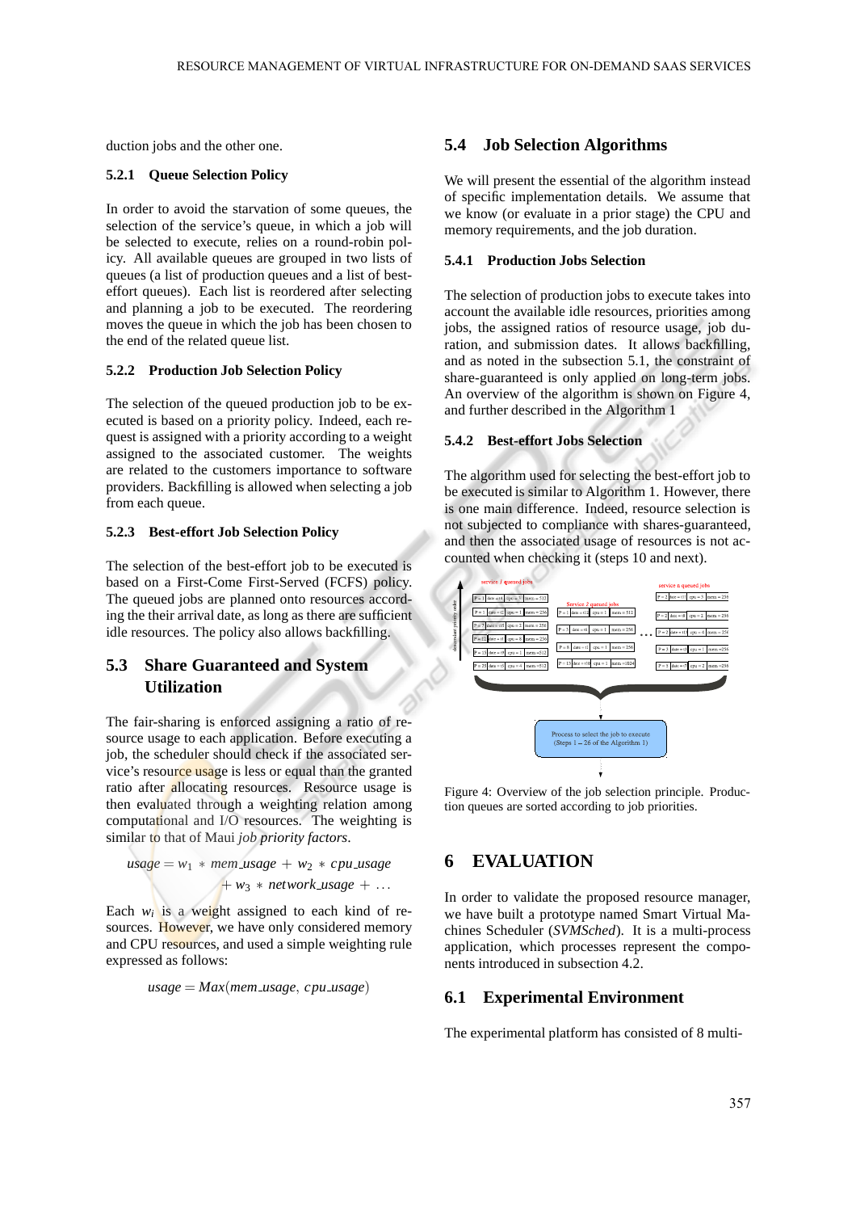duction jobs and the other one.

#### 5.2.1 Queue Selection Policy

In order to avoid the starvation of some queues, the selection of the service's queue, in which a job will be selected to execute, relies on a round-robin policy. All available queues are grouped in two lists of queues (a list of production queues and a list of best-effort queues). Each list is reordered after selecting and planning a job to be executed. The reordering moves the queue in which the job has been chosen to the end of the related queue list.

#### 5.2.2 Production Job Selection Policy

The selection of the queued production job to be executed is based on a priority policy. Indeed, each request is assigned with a priority according to a weight assigned to the associated customer. The weights are related to the customers importance to software providers. Backfilling is allowed when selecting a job from each queue.

#### 5.2.3 Best-effort Job Selection Policy

The selection of the best-effort job to be executed is based on a First-Come First-Served (FCFS) policy. The queued jobs are planned onto resources according to their arrival date, as long as there are sufficient idle resources. The policy also allows backfilling.

### 5.3 Share Guaranteed and System Utilization

The fair-sharing is enforced assigning a ratio of resource usage to each application. Before executing a job, the scheduler should check if the associated service's resource usage is less or equal than the granted ratio after allocating resources. Resource usage is then evaluated through a weighting relation among computational and I/O resources. The weighting is similar to that of Maui *job priority factors*.

$$usage = w_1 * mem\_usage + w_2 * cpu\_usage + w_3 * network\_usage + \ldots$$

Each $w_i$ is a weight assigned to each kind of resources. However, we have only considered memory and CPU resources, and used a simple weighting rule expressed as follows:

$$usage = Max(mem\_usage, cpu\_usage)$$

### 5.4 Job Selection Algorithms

We will present the essential of the algorithm instead of specific implementation details. We assume that we know (or evaluate in a prior stage) the CPU and memory requirements, and the job duration.

#### 5.4.1 Production Jobs Selection

The selection of production jobs to execute takes into account the available idle resources, priorities among jobs, the assigned ratios of resource usage, job duration, and submission dates. It allows backfilling, and as noted in the subsection 5.1, the constraint of share-guaranteed is only applied on long-term jobs. An overview of the algorithm is shown on Figure 4, and further described in the Algorithm 1

#### 5.4.2 Best-effort Jobs Selection

The algorithm used for selecting the best-effort job to be executed is similar to Algorithm 1. However, there is one main difference. Indeed, resource selection is not subjected to compliance with shares-guaranteed, and then the associated usage of resources is not accounted when checking it (steps 10 and next).

Figure 4: Overview of the job selection principle. Production queues are sorted according to job priorities.

## 6 EVALUATION

In order to validate the proposed resource manager, we have built a prototype named Smart Virtual Machines Scheduler (*SVMSched*). It is a multi-process application, which processes represent the components introduced in subsection 4.2.

### 6.1 Experimental Environment

The experimental platform has consisted of 8 multi-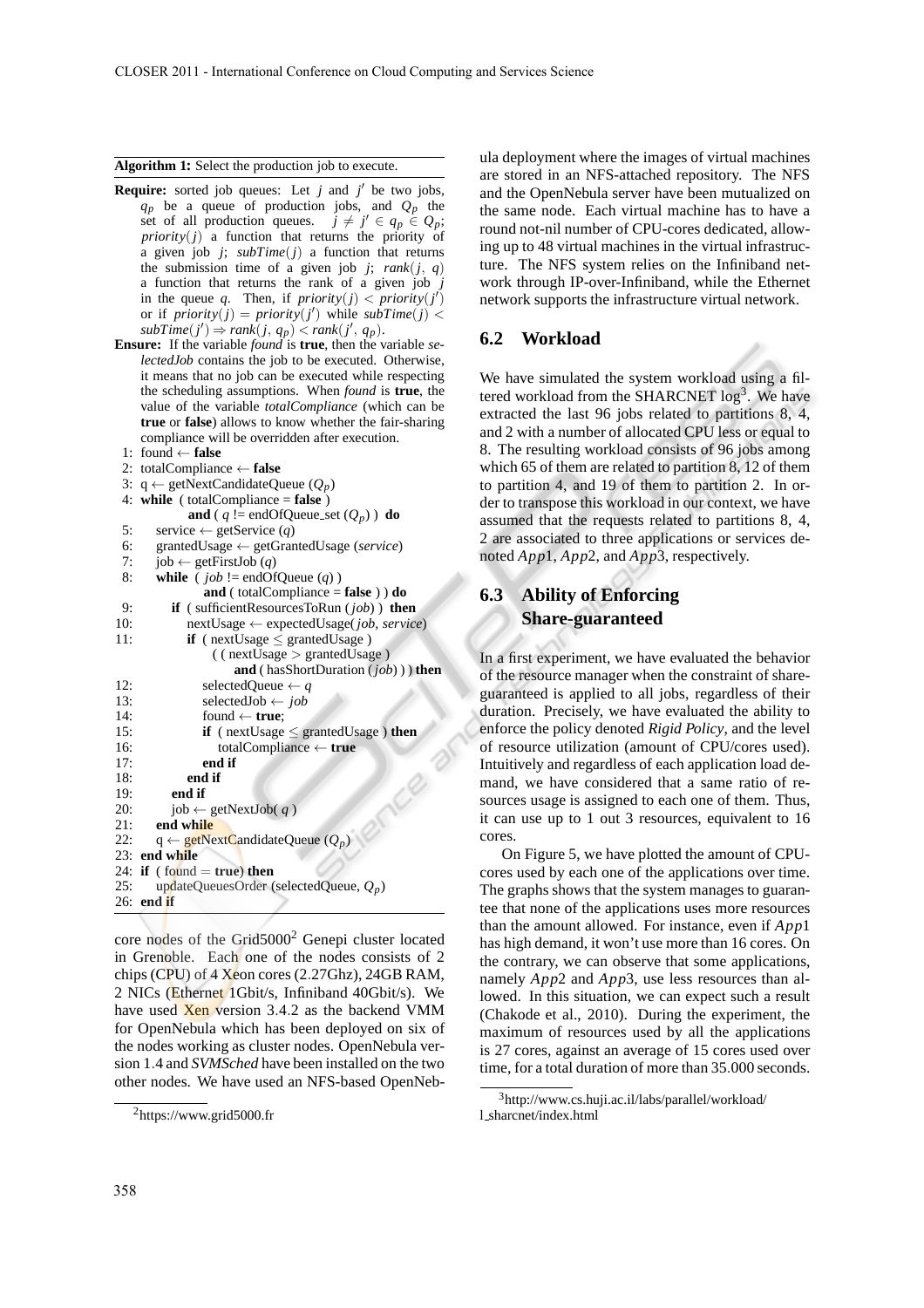**Algorithm 1:** Select the production job to execute.

**Require:** sorted job queues: Let $j$ and $j'$ be two jobs, $q_p$ be a queue of production jobs, and $Q_p$ the set of all production queues. $j \neq j' \in q_p \in Q_p$; $priority(j)$ a function that returns the priority of a given job $j$; $subTime(j)$ a function that returns the submission time of a given job $j$; $rank(j, q)$ a function that returns the rank of a given job $j$ in the queue $q$. Then, if $priority(j) < priority(j')$ or if $priority(j) = priority(j')$ while $subTime(j) < subTime(j') \Rightarrow rank(j, q_p) < rank(j', q_p)$.

**Ensure:** If the variable *found* is **true**, then the variable *selectedJob* contains the job to be executed. Otherwise, it means that no job can be executed while respecting the scheduling assumptions. When *found* is **true**, the value of the variable *totalCompliance* (which can be **true** or **false**) allows to know whether the fair-sharing compliance will be overridden after execution.

```
1:  found ← false
2:  totalCompliance ← false
3:  q ← getNextCandidateQueue (Q_p)
4:  while ( totalCompliance = false )
        and ( q != endOfQueue_set (Q_p) ) do
5:      service ← getService (q)
6:      grantedUsage ← getGrantedUsage (service)
7:      job ← getFirstJob (q)
8:      while ( job != endOfQueue (q) )
            and ( totalCompliance = false ) ) do
9:          if ( sufficientResourcesToRun (job) ) then
10:             nextUsage ← expectedUsage(job, service)
11:             if ( nextUsage ≤ grantedUsage )
                  ( ( nextUsage > grantedUsage )
                    and ( hasShortDuration (job) ) ) then
12:                 selectedQueue ← q
13:                 selectedJob ← job
14:                 found ← true;
15:                 if ( nextUsage ≤ grantedUsage ) then
16:                     totalCompliance ← true
17:                 end if
18:             end if
19:         end if
20:         job ← getNextJob( q )
21:     end while
22:     q ← getNextCandidateQueue (Q_p)
23: end while
24: if ( found = true) then
25:     updateQueuesOrder (selectedQueue, Q_p)
26: end if
```

core nodes of the Grid5000[2] Genepi cluster located in Grenoble. Each one of the nodes consists of 2 chips (CPU) of 4 Xeon cores (2.27Ghz), 24GB RAM, 2 NICs (Ethernet 1Gbit/s, Infiniband 40Gbit/s). We have used Xen version 3.4.2 as the backend VMM for OpenNebula which has been deployed on six of the nodes working as cluster nodes. OpenNebula version 1.4 and *SVMSched* have been installed on the two other nodes. We have used an NFS-based OpenNebula deployment where the images of virtual machines are stored in an NFS-attached repository. The NFS and the OpenNebula server have been mutualized on the same node. Each virtual machine has to have a round not-nil number of CPU-cores dedicated, allowing up to 48 virtual machines in the virtual infrastructure. The NFS system relies on the Infiniband network through IP-over-Infiniband, while the Ethernet network supports the infrastructure virtual network.

[2] https://www.grid5000.fr

## 6.2 Workload

We have simulated the system workload using a filtered workload from the SHARCNET log[3]. We have extracted the last 96 jobs related to partitions 8, 4, and 2 with a number of allocated CPU less or equal to 8. The resulting workload consists of 96 jobs among which 65 of them are related to partition 8, 12 of them to partition 4, and 19 of them to partition 2. In order to transpose this workload in our context, we have assumed that the requests related to partitions 8, 4, 2 are associated to three applications or services denoted $App1$, $App2$, and $App3$, respectively.

## 6.3 Ability of Enforcing Share-guaranteed

In a first experiment, we have evaluated the behavior of the resource manager when the constraint of share-guaranteed is applied to all jobs, regardless of their duration. Precisely, we have evaluated the ability to enforce the policy denoted *Rigid Policy*, and the level of resource utilization (amount of CPU/cores used). Intuitively and regardless of each application load demand, we have considered that a same ratio of resources usage is assigned to each one of them. Thus, it can use up to 1 out 3 resources, equivalent to 16 cores.

On Figure 5, we have plotted the amount of CPU-cores used by each one of the applications over time. The graphs shows that the system manages to guarantee that none of the applications uses more resources than the amount allowed. For instance, even if $App1$ has high demand, it won't use more than 16 cores. On the contrary, we can observe that some applications, namely $App2$ and $App3$, use less resources than allowed. In this situation, we can expect such a result (Chakode et al., 2010). During the experiment, the maximum of resources used by all the applications is 27 cores, against an average of 15 cores used over time, for a total duration of more than 35.000 seconds.

[3] http://www.cs.huji.ac.il/labs/parallel/workload/l_sharcnet/index.html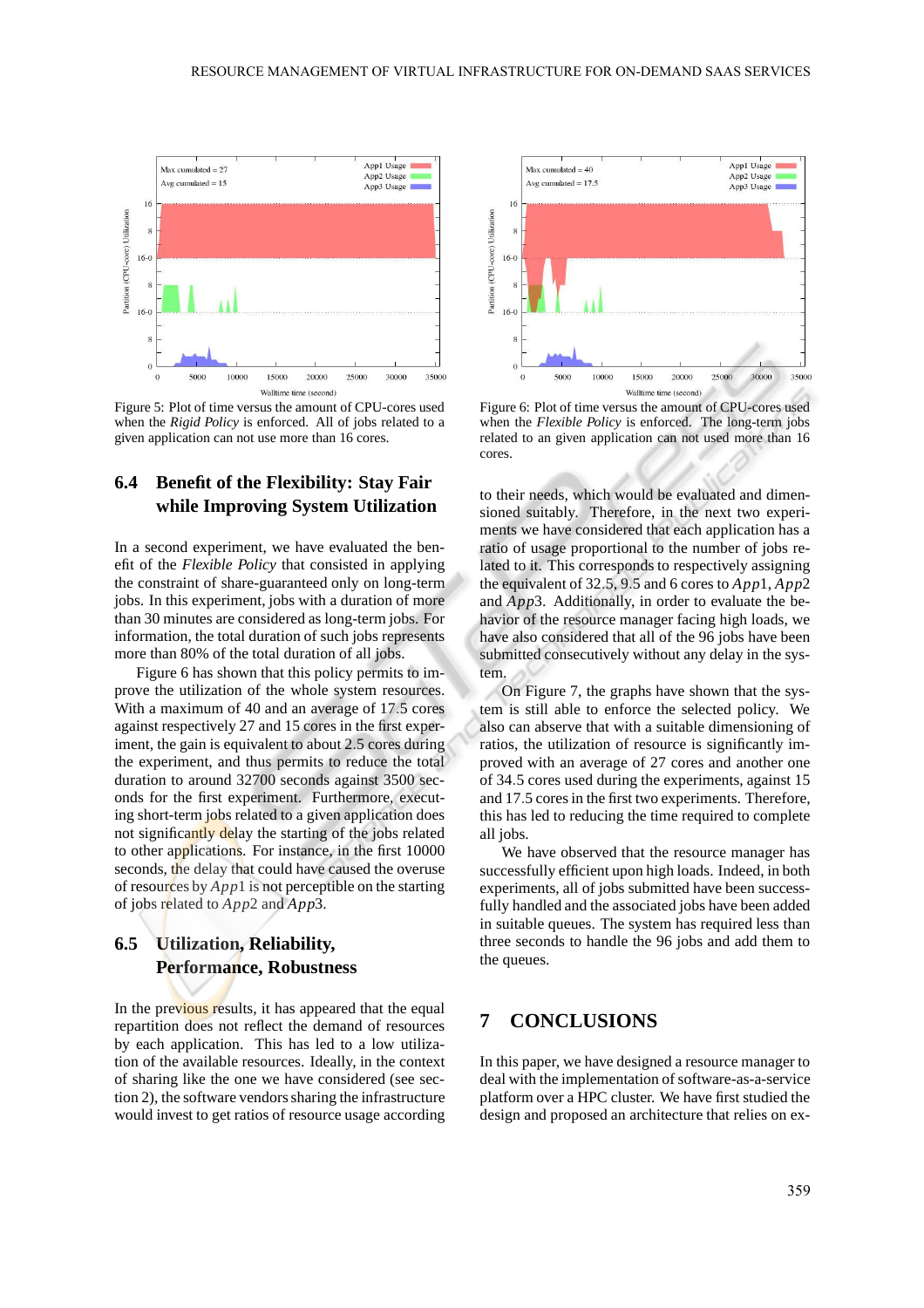Figure 5: Plot of time versus the amount of CPU-cores used when the *Rigid Policy* is enforced. All of jobs related to a given application can not use more than 16 cores.

Figure 6: Plot of time versus the amount of CPU-cores used when the *Flexible Policy* is enforced. The long-term jobs related to an given application can not used more than 16 cores.

### 6.4 Benefit of the Flexibility: Stay Fair while Improving System Utilization

In a second experiment, we have evaluated the benefit of the *Flexible Policy* that consisted in applying the constraint of share-guaranteed only on long-term jobs. In this experiment, jobs with a duration of more than 30 minutes are considered as long-term jobs. For information, the total duration of such jobs represents more than 80% of the total duration of all jobs.

Figure 6 has shown that this policy permits to improve the utilization of the whole system resources. With a maximum of 40 and an average of 17.5 cores against respectively 27 and 15 cores in the first experiment, the gain is equivalent to about 2.5 cores during the experiment, and thus permits to reduce the total duration to around 32700 seconds against 3500 seconds for the first experiment. Furthermore, executing short-term jobs related to a given application does not significantly delay the starting of the jobs related to other applications. For instance, in the first 10000 seconds, the delay that could have caused the overuse of resources by *App*1 is not perceptible on the starting of jobs related to *App*2 and *App*3.

### 6.5 Utilization, Reliability, Performance, Robustness

In the previous results, it has appeared that the equal repartition does not reflect the demand of resources by each application. This has led to a low utilization of the available resources. Ideally, in the context of sharing like the one we have considered (see section 2), the software vendors sharing the infrastructure would invest to get ratios of resource usage according to their needs, which would be evaluated and dimensioned suitably. Therefore, in the next two experiments we have considered that each application has a ratio of usage proportional to the number of jobs related to it. This corresponds to respectively assigning the equivalent of 32.5, 9.5 and 6 cores to *App*1, *App*2 and *App*3. Additionally, in order to evaluate the behavior of the resource manager facing high loads, we have also considered that all of the 96 jobs have been submitted consecutively without any delay in the system.

On Figure 7, the graphs have shown that the system is still able to enforce the selected policy. We also can abserve that with a suitable dimensioning of ratios, the utilization of resource is significantly improved with an average of 27 cores and another one of 34.5 cores used during the experiments, against 15 and 17.5 cores in the first two experiments. Therefore, this has led to reducing the time required to complete all jobs.

We have observed that the resource manager has successfully efficient upon high loads. Indeed, in both experiments, all of jobs submitted have been successfully handled and the associated jobs have been added in suitable queues. The system has required less than three seconds to handle the 96 jobs and add them to the queues.

## 7 CONCLUSIONS

In this paper, we have designed a resource manager to deal with the implementation of software-as-a-service platform over a HPC cluster. We have first studied the design and proposed an architecture that relies on ex-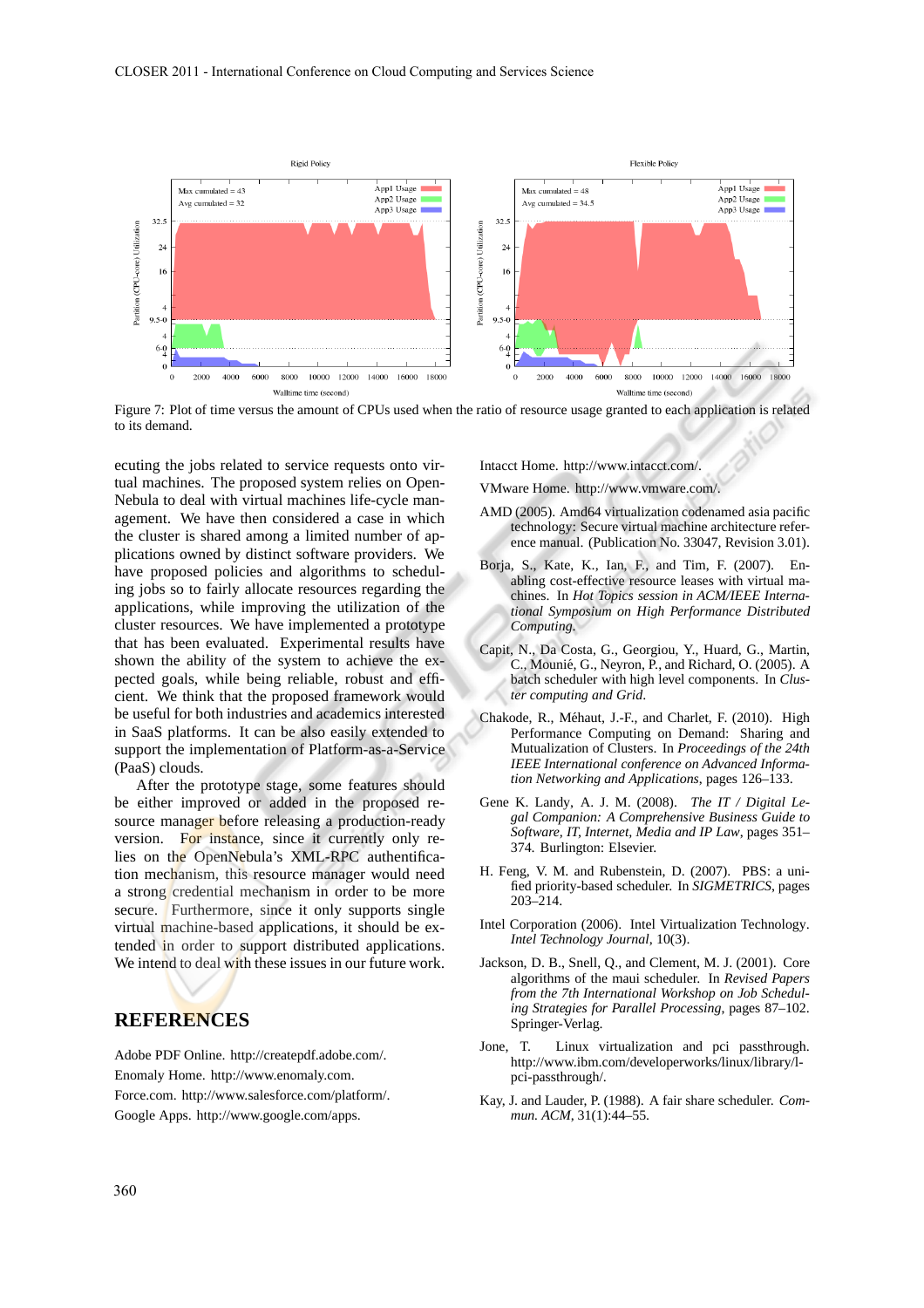Figure 7: Plot of time versus the amount of CPUs used when the ratio of resource usage granted to each application is related to its demand.

ecuting the jobs related to service requests onto virtual machines. The proposed system relies on OpenNebula to deal with virtual machines life-cycle management. We have then considered a case in which the cluster is shared among a limited number of applications owned by distinct software providers. We have proposed policies and algorithms to scheduling jobs so to fairly allocate resources regarding the applications, while improving the utilization of the cluster resources. We have implemented a prototype that has been evaluated. Experimental results have shown the ability of the system to achieve the expected goals, while being reliable, robust and efficient. We think that the proposed framework would be useful for both industries and academics interested in SaaS platforms. It can be also easily extended to support the implementation of Platform-as-a-Service (PaaS) clouds.

After the prototype stage, some features should be either improved or added in the proposed resource manager before releasing a production-ready version. For instance, since it currently only relies on the OpenNebula's XML-RPC authentification mechanism, this resource manager would need a strong credential mechanism in order to be more secure. Furthermore, since it only supports single virtual machine-based applications, it should be extended in order to support distributed applications. We intend to deal with these issues in our future work.

## REFERENCES

Adobe PDF Online. http://createpdf.adobe.com/.

Enomaly Home. http://www.enomaly.com.

Force.com. http://www.salesforce.com/platform/.

Google Apps. http://www.google.com/apps.

Intacct Home. http://www.intacct.com/.

VMware Home. http://www.vmware.com/.

AMD (2005). Amd64 virtualization codenamed asia pacific technology: Secure virtual machine architecture reference manual. (Publication No. 33047, Revision 3.01).

Borja, S., Kate, K., Ian, F., and Tim, F. (2007). Enabling cost-effective resource leases with virtual machines. In *Hot Topics session in ACM/IEEE International Symposium on High Performance Distributed Computing*.

Capit, N., Da Costa, G., Georgiou, Y., Huard, G., Martin, C., Mounié, G., Neyron, P., and Richard, O. (2005). A batch scheduler with high level components. In *Cluster computing and Grid*.

Chakode, R., Méhaut, J.-F., and Charlet, F. (2010). High Performance Computing on Demand: Sharing and Mutualization of Clusters. In *Proceedings of the 24th IEEE International conference on Advanced Information Networking and Applications*, pages 126–133.

Gene K. Landy, A. J. M. (2008). *The IT / Digital Legal Companion: A Comprehensive Business Guide to Software, IT, Internet, Media and IP Law*, pages 351–374. Burlington: Elsevier.

H. Feng, V. M. and Rubenstein, D. (2007). PBS: a unified priority-based scheduler. In *SIGMETRICS*, pages 203–214.

Intel Corporation (2006). Intel Virtualization Technology. *Intel Technology Journal*, 10(3).

Jackson, D. B., Snell, Q., and Clement, M. J. (2001). Core algorithms of the maui scheduler. In *Revised Papers from the 7th International Workshop on Job Scheduling Strategies for Parallel Processing*, pages 87–102. Springer-Verlag.

Jone, T. Linux virtualization and pci passthrough. http://www.ibm.com/developerworks/linux/library/l-pci-passthrough/.

Kay, J. and Lauder, P. (1988). A fair share scheduler. *Commun. ACM*, 31(1):44–55.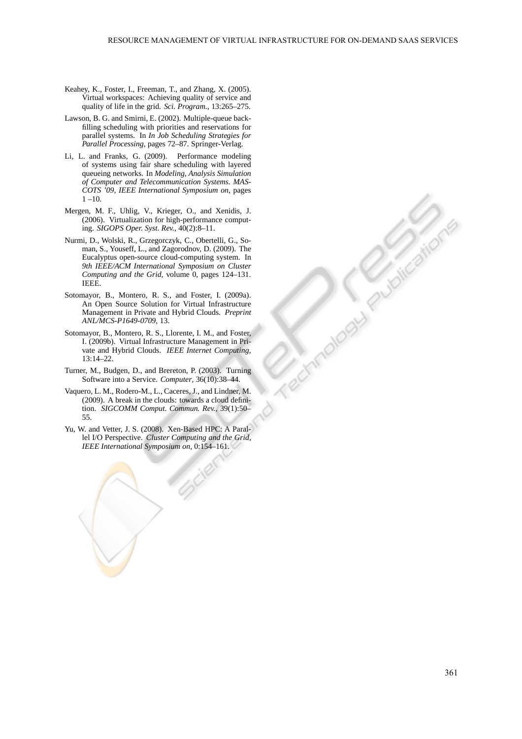Keahey, K., Foster, I., Freeman, T., and Zhang, X. (2005). Virtual workspaces: Achieving quality of service and quality of life in the grid. *Sci. Program.*, 13:265–275.

Lawson, B. G. and Smirni, E. (2002). Multiple-queue backfilling scheduling with priorities and reservations for parallel systems. In *In Job Scheduling Strategies for Parallel Processing*, pages 72–87. Springer-Verlag.

Li, L. and Franks, G. (2009). Performance modeling of systems using fair share scheduling with layered queueing networks. In *Modeling, Analysis Simulation of Computer and Telecommunication Systems. MASCOTS '09, IEEE International Symposium on*, pages 1 –10.

Mergen, M. F., Uhlig, V., Krieger, O., and Xenidis, J. (2006). Virtualization for high-performance computing. *SIGOPS Oper. Syst. Rev.*, 40(2):8–11.

Nurmi, D., Wolski, R., Grzegorczyk, C., Obertelli, G., Soman, S., Youseff, L., and Zagorodnov, D. (2009). The Eucalyptus open-source cloud-computing system. In *9th IEEE/ACM International Symposium on Cluster Computing and the Grid*, volume 0, pages 124–131. IEEE.

Sotomayor, B., Montero, R. S., and Foster, I. (2009a). An Open Source Solution for Virtual Infrastructure Management in Private and Hybrid Clouds. *Preprint ANL/MCS-P1649-0709*, 13.

Sotomayor, B., Montero, R. S., Llorente, I. M., and Foster, I. (2009b). Virtual Infrastructure Management in Private and Hybrid Clouds. *IEEE Internet Computing*, 13:14–22.

Turner, M., Budgen, D., and Brereton, P. (2003). Turning Software into a Service. *Computer*, 36(10):38–44.

Vaquero, L. M., Rodero-M., L., Caceres, J., and Lindner, M. (2009). A break in the clouds: towards a cloud definition. *SIGCOMM Comput. Commun. Rev.*, 39(1):50–55.

Yu, W. and Vetter, J. S. (2008). Xen-Based HPC: A Parallel I/O Perspective. *Cluster Computing and the Grid, IEEE International Symposium on*, 0:154–161.